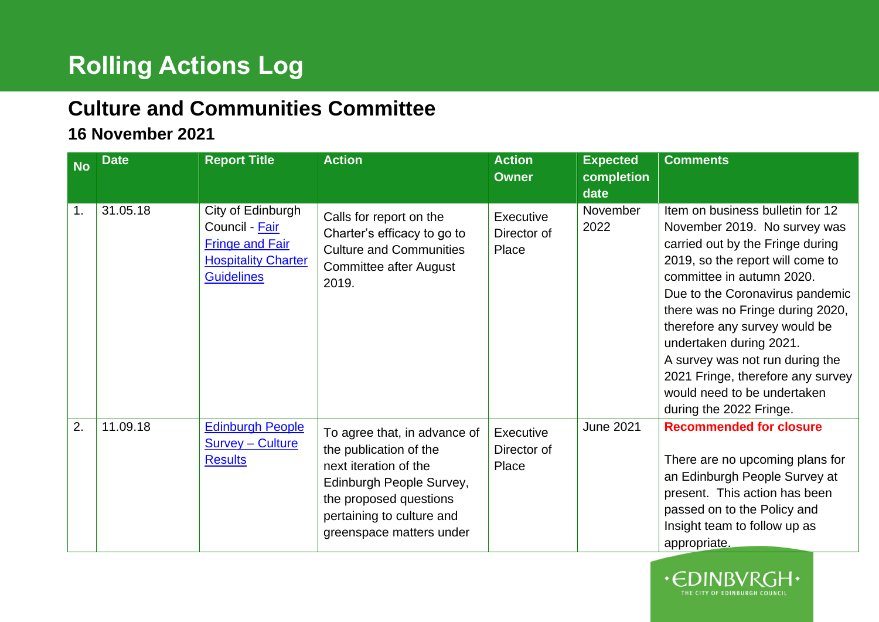# Rolling Actions Log

## Culture and Communities Committee

### 16 November 2021

| No | Date | Report Title | Action | Action Owner | Expected completion date | Comments |
|---|---|---|---|---|---|---|
| 1. | 31.05.18 | City of Edinburgh Council - Fair Fringe and Fair Hospitality Charter Guidelines | Calls for report on the Charter's efficacy to go to Culture and Communities Committee after August 2019. | Executive Director of Place | November 2022 | Item on business bulletin for 12 November 2019. No survey was carried out by the Fringe during 2019, so the report will come to committee in autumn 2020. Due to the Coronavirus pandemic there was no Fringe during 2020, therefore any survey would be undertaken during 2021. A survey was not run during the 2021 Fringe, therefore any survey would need to be undertaken during the 2022 Fringe. |
| 2. | 11.09.18 | Edinburgh People Survey – Culture Results | To agree that, in advance of the publication of the next iteration of the Edinburgh People Survey, the proposed questions pertaining to culture and greenspace matters under | Executive Director of Place | June 2021 | **Recommended for closure** There are no upcoming plans for an Edinburgh People Survey at present. This action has been passed on to the Policy and Insight team to follow up as appropriate. |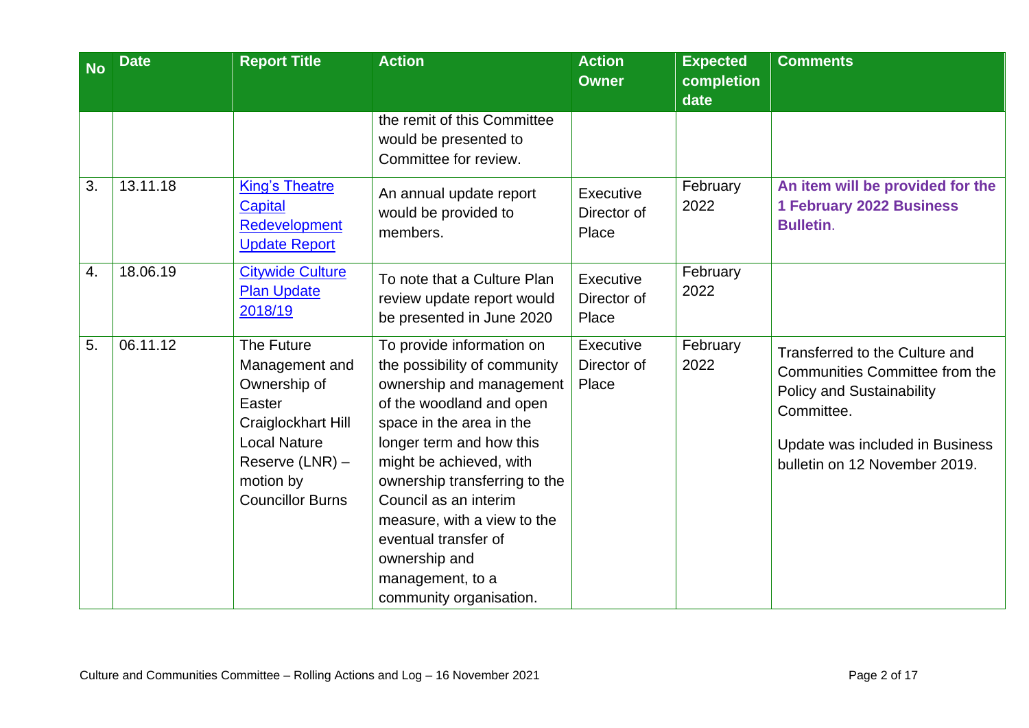| No | Date | Report Title | Action | Action Owner | Expected completion date | Comments |
|---|---|---|---|---|---|---|
| | | | the remit of this Committee would be presented to Committee for review. | | | |
| 3. | 13.11.18 | King's Theatre Capital Redevelopment Update Report | An annual update report would be provided to members. | Executive Director of Place | February 2022 | **An item will be provided for the 1 February 2022 Business Bulletin.** |
| 4. | 18.06.19 | Citywide Culture Plan Update 2018/19 | To note that a Culture Plan review update report would be presented in June 2020 | Executive Director of Place | February 2022 | |
| 5. | 06.11.12 | The Future Management and Ownership of Easter Craiglockhart Hill Local Nature Reserve (LNR) – motion by Councillor Burns | To provide information on the possibility of community ownership and management of the woodland and open space in the area in the longer term and how this might be achieved, with ownership transferring to the Council as an interim measure, with a view to the eventual transfer of ownership and management, to a community organisation. | Executive Director of Place | February 2022 | Transferred to the Culture and Communities Committee from the Policy and Sustainability Committee.<br><br>Update was included in Business bulletin on 12 November 2019. |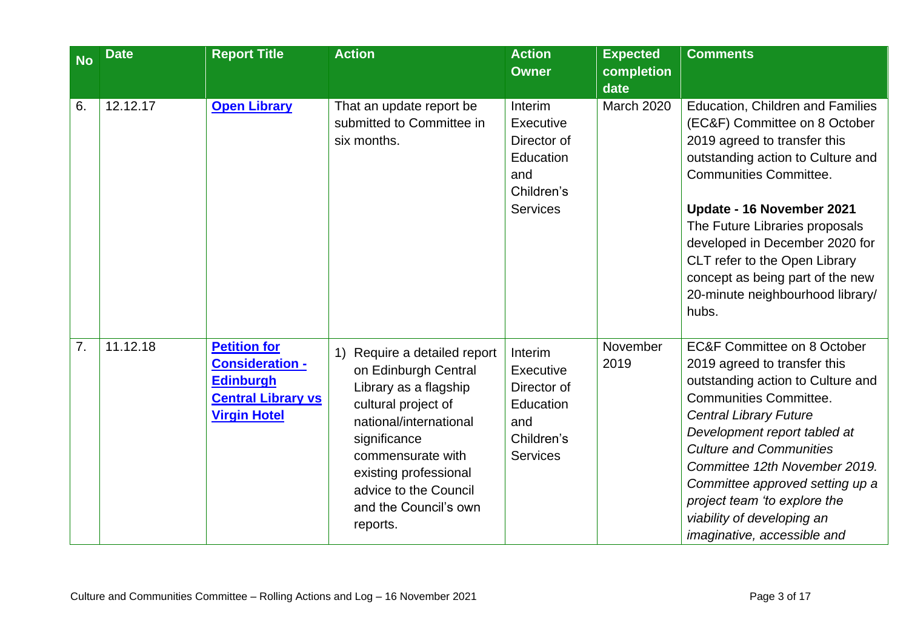| No | Date | Report Title | Action | Action Owner | Expected completion date | Comments |
|---|---|---|---|---|---|---|
| 6. | 12.12.17 | **Open Library** | That an update report be submitted to Committee in six months. | Interim Executive Director of Education and Children's Services | March 2020 | Education, Children and Families (EC&F) Committee on 8 October 2019 agreed to transfer this outstanding action to Culture and Communities Committee.<br><br>**Update - 16 November 2021**<br>The Future Libraries proposals developed in December 2020 for CLT refer to the Open Library concept as being part of the new 20-minute neighbourhood library/ hubs. |
| 7. | 11.12.18 | **Petition for Consideration - Edinburgh Central Library vs Virgin Hotel** | 1) Require a detailed report on Edinburgh Central Library as a flagship cultural project of national/international significance commensurate with existing professional advice to the Council and the Council's own reports. | Interim Executive Director of Education and Children's Services | November 2019 | EC&F Committee on 8 October 2019 agreed to transfer this outstanding action to Culture and Communities Committee.<br>*Central Library Future Development report tabled at Culture and Communities Committee 12th November 2019. Committee approved setting up a project team 'to explore the viability of developing an imaginative, accessible and* |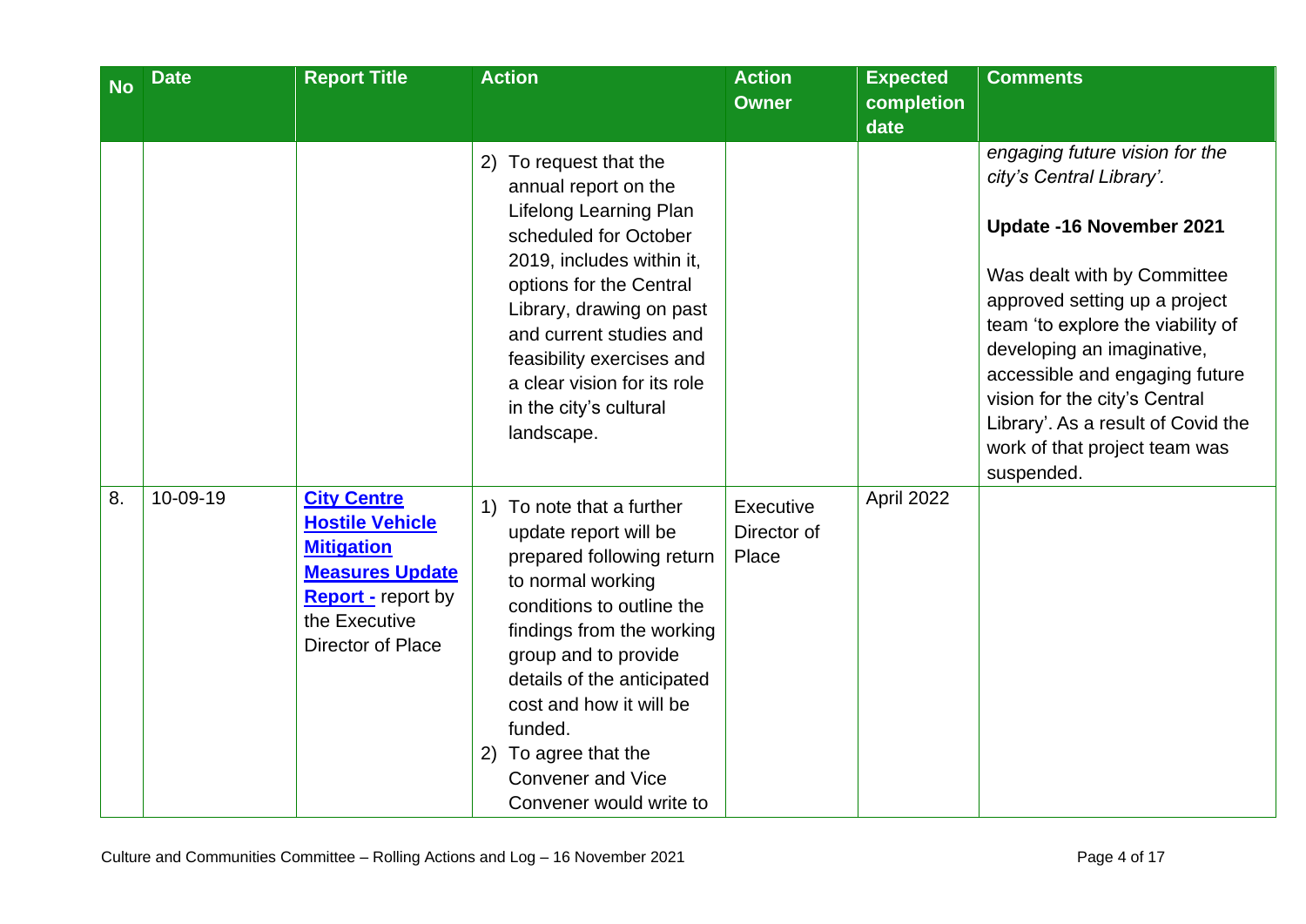| No | Date | Report Title | Action | Action Owner | Expected completion date | Comments |
|---|---|---|---|---|---|---|
| | | | 2) To request that the annual report on the Lifelong Learning Plan scheduled for October 2019, includes within it, options for the Central Library, drawing on past and current studies and feasibility exercises and a clear vision for its role in the city's cultural landscape. | | | *engaging future vision for the city's Central Library'.*<br><br>**Update -16 November 2021**<br><br>Was dealt with by Committee approved setting up a project team 'to explore the viability of developing an imaginative, accessible and engaging future vision for the city's Central Library'. As a result of Covid the work of that project team was suspended. |
| 8. | 10-09-19 | **City Centre Hostile Vehicle Mitigation Measures Update Report -** report by the Executive Director of Place | 1) To note that a further update report will be prepared following return to normal working conditions to outline the findings from the working group and to provide details of the anticipated cost and how it will be funded.<br>2) To agree that the Convener and Vice Convener would write to | Executive Director of Place | April 2022 | |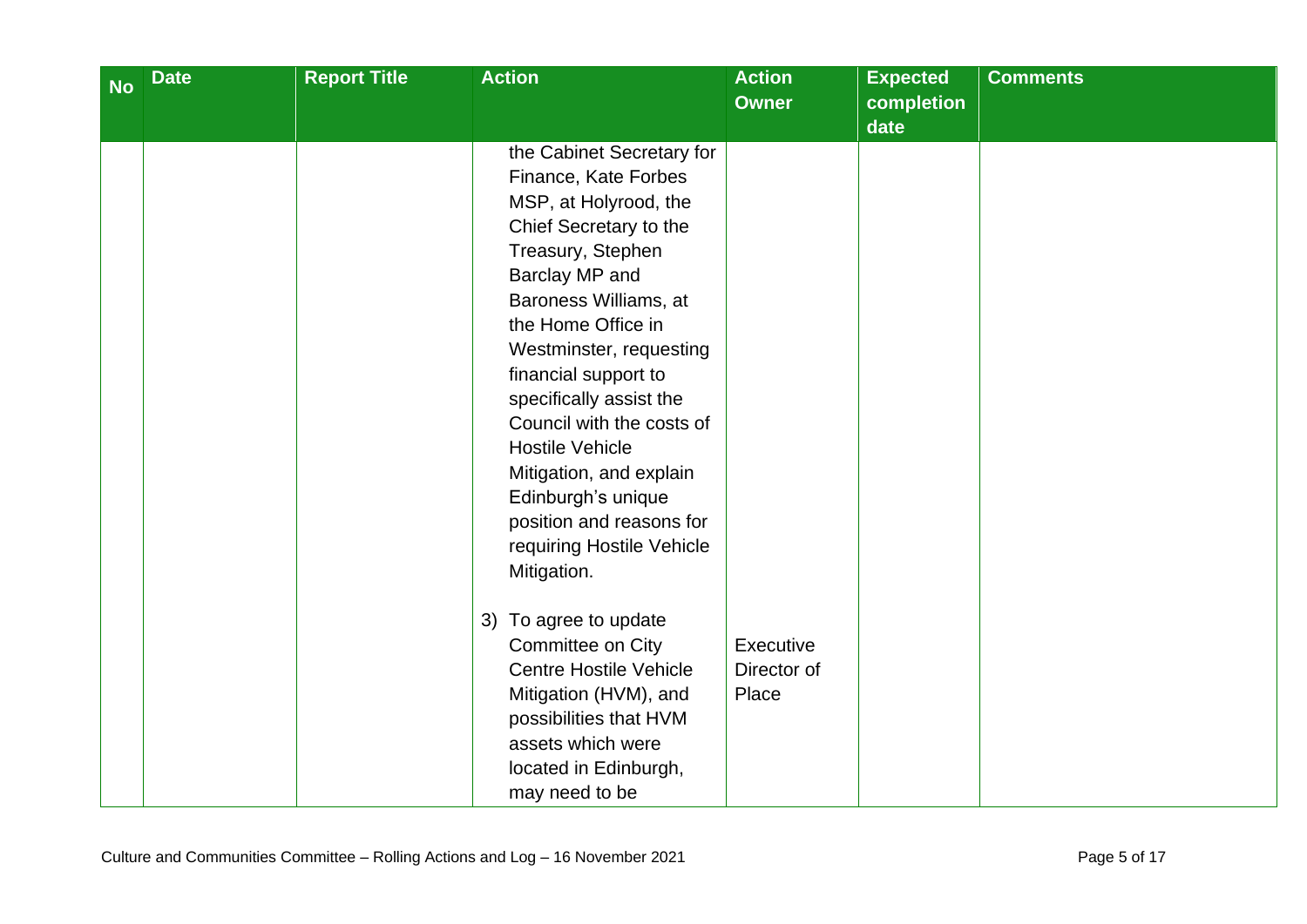| No | Date | Report Title | Action | Action Owner | Expected completion date | Comments |
|---|---|---|---|---|---|---|
| | | | the Cabinet Secretary for Finance, Kate Forbes MSP, at Holyrood, the Chief Secretary to the Treasury, Stephen Barclay MP and Baroness Williams, at the Home Office in Westminster, requesting financial support to specifically assist the Council with the costs of Hostile Vehicle Mitigation, and explain Edinburgh's unique position and reasons for requiring Hostile Vehicle Mitigation.<br><br>3) To agree to update Committee on City Centre Hostile Vehicle Mitigation (HVM), and possibilities that HVM assets which were located in Edinburgh, may need to be | <br><br><br><br><br><br><br><br><br><br><br><br><br><br><br><br><br><br>Executive Director of Place | | |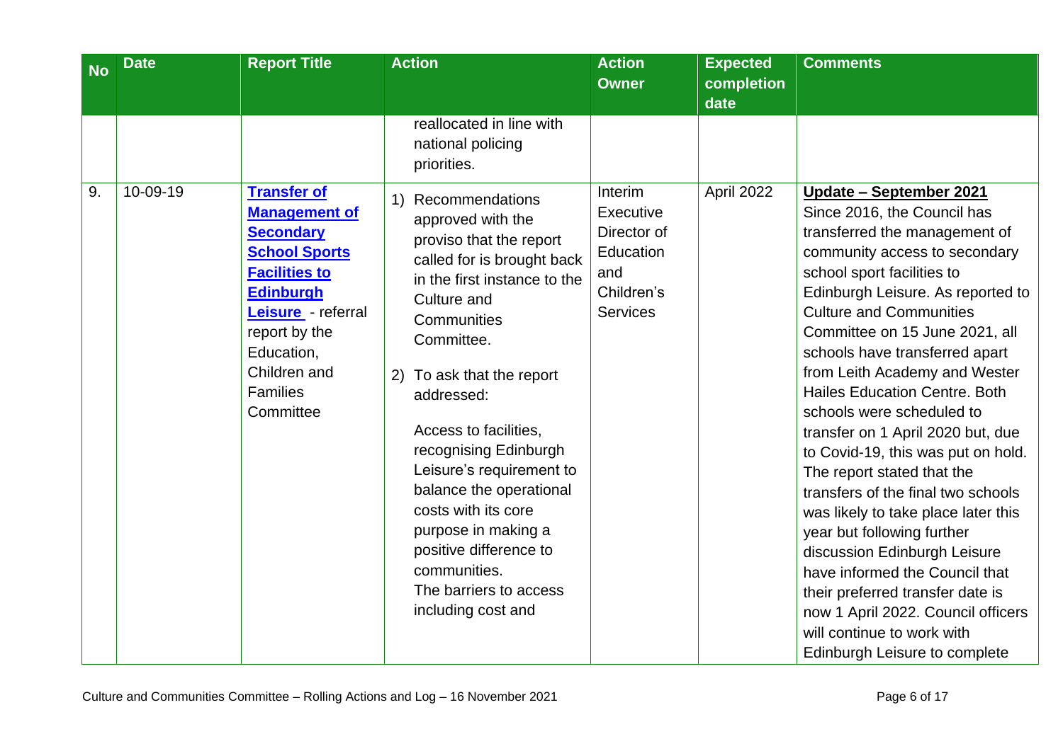| No | Date | Report Title | Action | Action Owner | Expected completion date | Comments |
|---|---|---|---|---|---|---|
| | | | reallocated in line with national policing priorities. | | | |
| 9. | 10-09-19 | **Transfer of Management of Secondary School Sports Facilities to Edinburgh Leisure** - referral report by the Education, Children and Families Committee | 1) Recommendations approved with the proviso that the report called for is brought back in the first instance to the Culture and Communities Committee.<br><br>2) To ask that the report addressed:<br><br>Access to facilities, recognising Edinburgh Leisure's requirement to balance the operational costs with its core purpose in making a positive difference to communities.<br>The barriers to access including cost and | Interim Executive Director of Education and Children's Services | April 2022 | **Update – September 2021**<br>Since 2016, the Council has transferred the management of community access to secondary school sport facilities to Edinburgh Leisure. As reported to Culture and Communities Committee on 15 June 2021, all schools have transferred apart from Leith Academy and Wester Hailes Education Centre. Both schools were scheduled to transfer on 1 April 2020 but, due to Covid-19, this was put on hold. The report stated that the transfers of the final two schools was likely to take place later this year but following further discussion Edinburgh Leisure have informed the Council that their preferred transfer date is now 1 April 2022. Council officers will continue to work with Edinburgh Leisure to complete |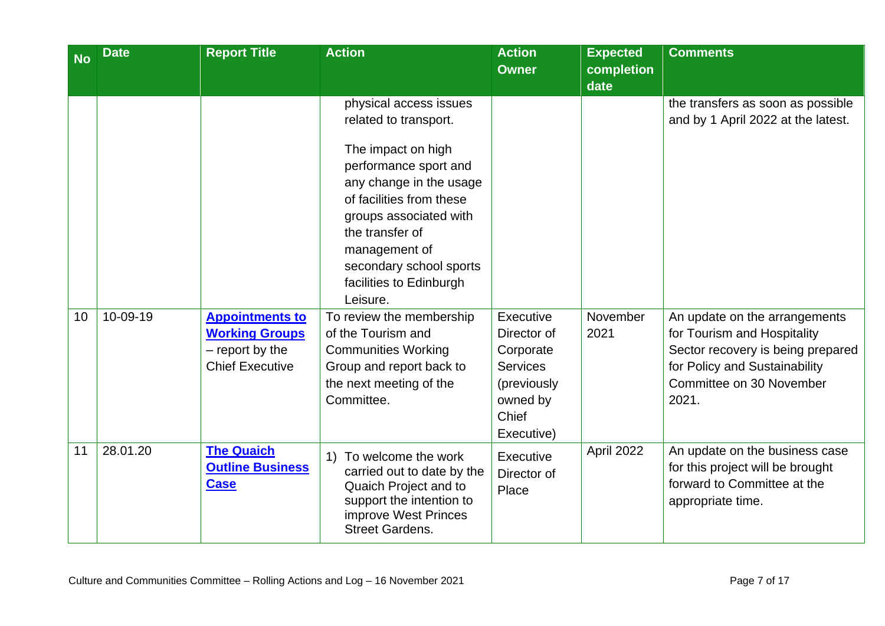| No | Date | Report Title | Action | Action Owner | Expected completion date | Comments |
|---|---|---|---|---|---|---|
| | | | physical access issues related to transport.<br><br>The impact on high performance sport and any change in the usage of facilities from these groups associated with the transfer of management of secondary school sports facilities to Edinburgh Leisure. | | | the transfers as soon as possible and by 1 April 2022 at the latest. |
| 10 | 10-09-19 | **Appointments to Working Groups** – report by the Chief Executive | To review the membership of the Tourism and Communities Working Group and report back to the next meeting of the Committee. | Executive Director of Corporate Services (previously owned by Chief Executive) | November 2021 | An update on the arrangements for Tourism and Hospitality Sector recovery is being prepared for Policy and Sustainability Committee on 30 November 2021. |
| 11 | 28.01.20 | **The Quaich Outline Business Case** | 1) To welcome the work carried out to date by the Quaich Project and to support the intention to improve West Princes Street Gardens. | Executive Director of Place | April 2022 | An update on the business case for this project will be brought forward to Committee at the appropriate time. |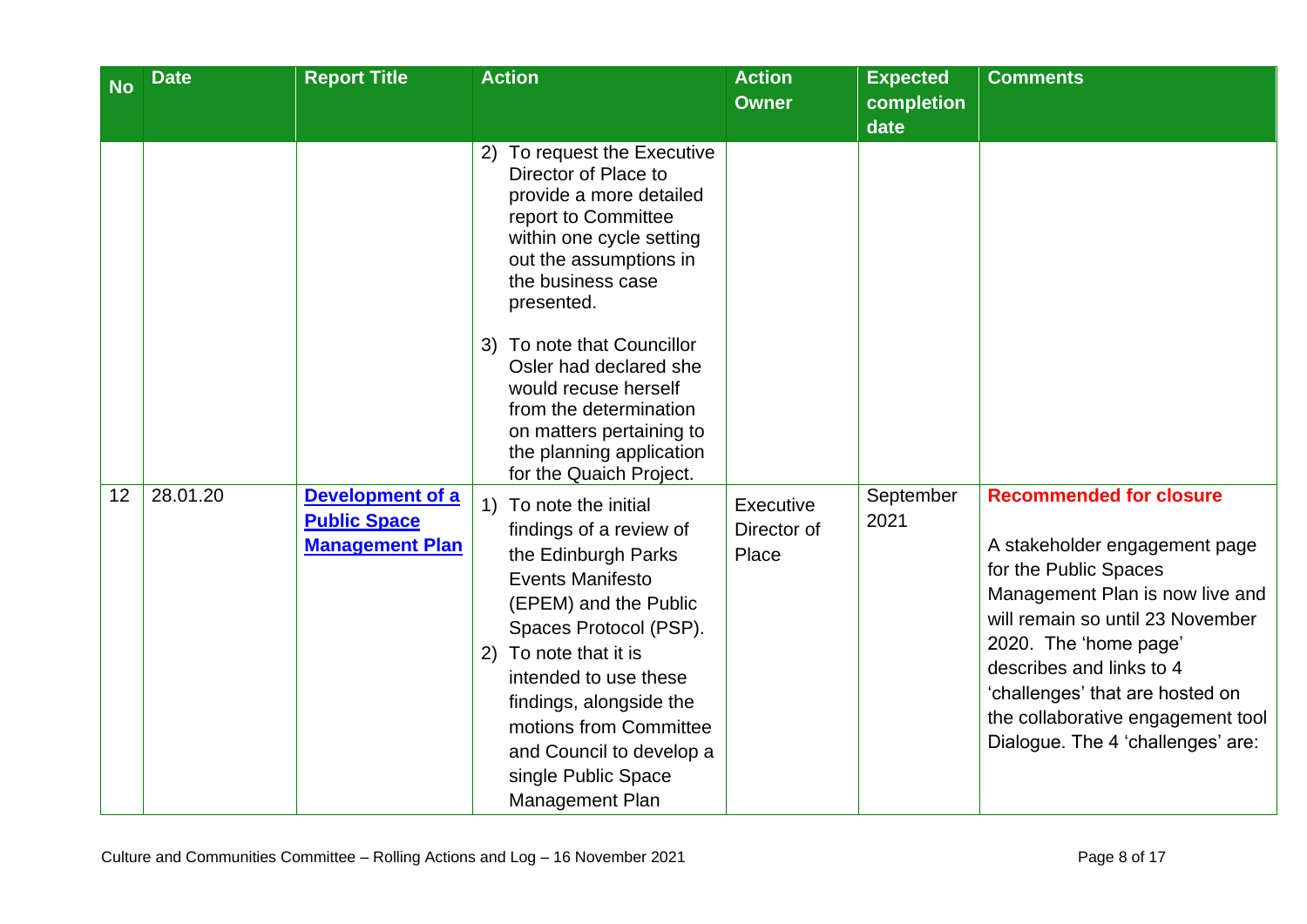| No | Date | Report Title | Action | Action Owner | Expected completion date | Comments |
|---|---|---|---|---|---|---|
| | | | 2) To request the Executive Director of Place to provide a more detailed report to Committee within one cycle setting out the assumptions in the business case presented.<br><br>3) To note that Councillor Osler had declared she would recuse herself from the determination on matters pertaining to the planning application for the Quaich Project. | | | |
| 12 | 28.01.20 | **Development of a Public Space Management Plan** | 1) To note the initial findings of a review of the Edinburgh Parks Events Manifesto (EPEM) and the Public Spaces Protocol (PSP).<br>2) To note that it is intended to use these findings, alongside the motions from Committee and Council to develop a single Public Space Management Plan | Executive Director of Place | September 2021 | **Recommended for closure**<br><br>A stakeholder engagement page for the Public Spaces Management Plan is now live and will remain so until 23 November 2020. The 'home page' describes and links to 4 'challenges' that are hosted on the collaborative engagement tool Dialogue. The 4 'challenges' are: |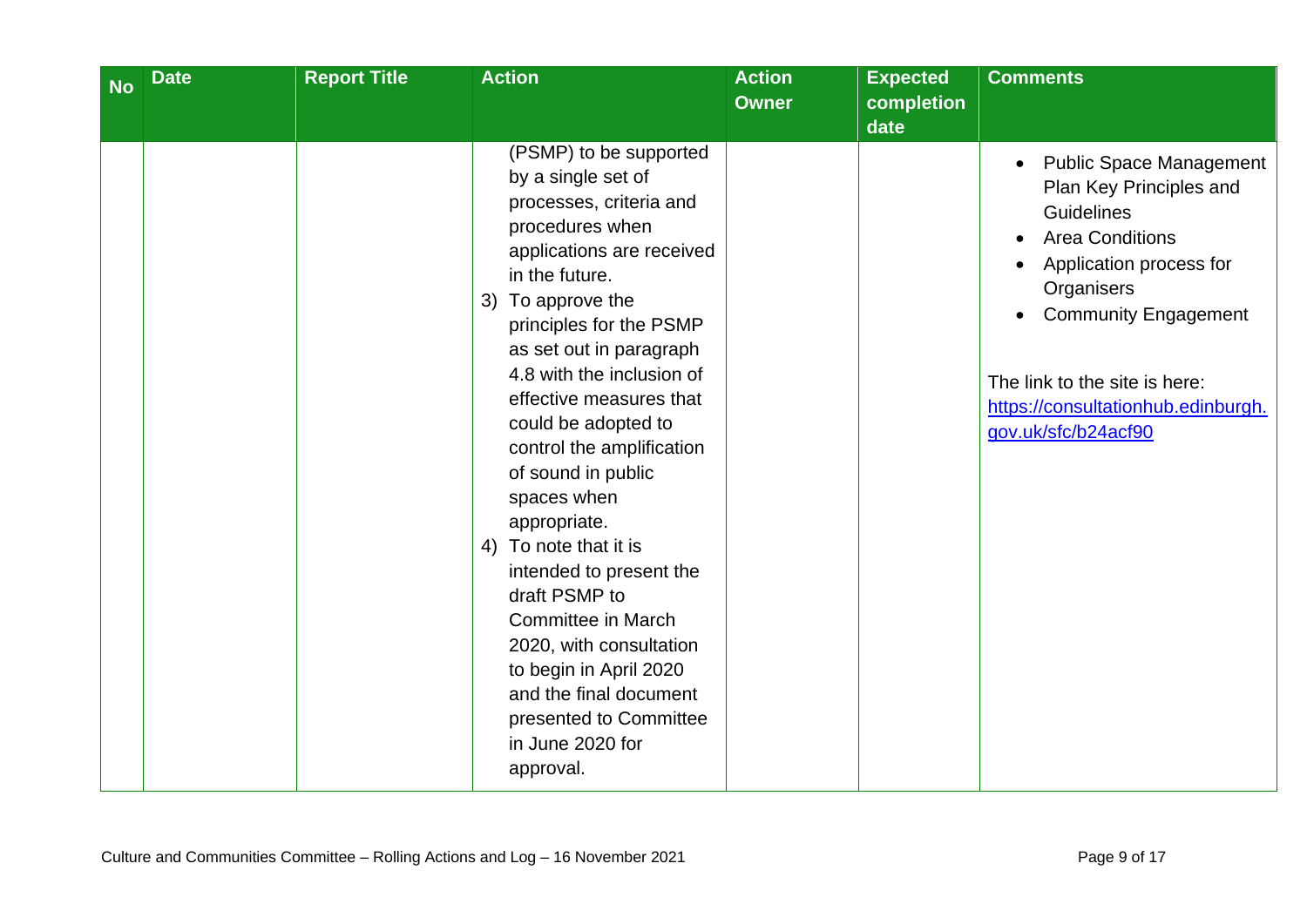| No | Date | Report Title | Action | Action Owner | Expected completion date | Comments |
|---|---|---|---|---|---|---|
| | | | (PSMP) to be supported by a single set of processes, criteria and procedures when applications are received in the future.<br>3) To approve the principles for the PSMP as set out in paragraph 4.8 with the inclusion of effective measures that could be adopted to control the amplification of sound in public spaces when appropriate.<br>4) To note that it is intended to present the draft PSMP to Committee in March 2020, with consultation to begin in April 2020 and the final document presented to Committee in June 2020 for approval. | | | • Public Space Management Plan Key Principles and Guidelines<br>• Area Conditions<br>• Application process for Organisers<br>• Community Engagement<br><br>The link to the site is here: https://consultationhub.edinburgh.gov.uk/sfc/b24acf90 |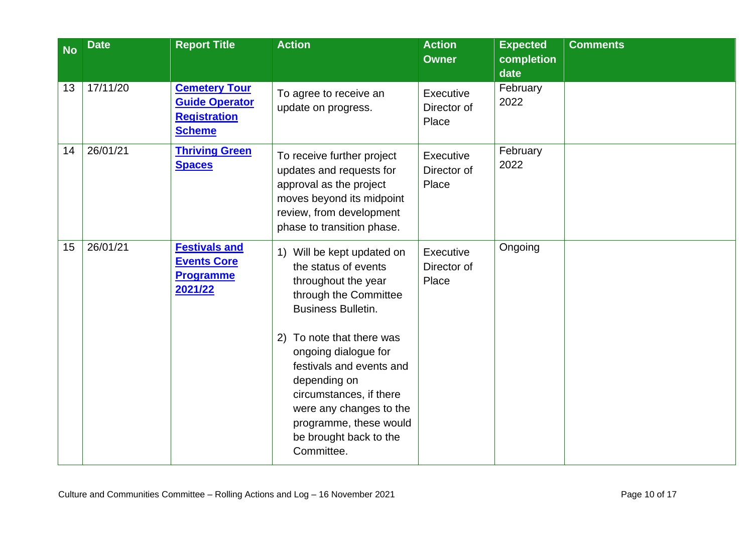| No | Date | Report Title | Action | Action Owner | Expected completion date | Comments |
|---|---|---|---|---|---|---|
| 13 | 17/11/20 | **Cemetery Tour Guide Operator Registration Scheme** | To agree to receive an update on progress. | Executive Director of Place | February 2022 | |
| 14 | 26/01/21 | **Thriving Green Spaces** | To receive further project updates and requests for approval as the project moves beyond its midpoint review, from development phase to transition phase. | Executive Director of Place | February 2022 | |
| 15 | 26/01/21 | **Festivals and Events Core Programme 2021/22** | 1) Will be kept updated on the status of events throughout the year through the Committee Business Bulletin.<br><br>2) To note that there was ongoing dialogue for festivals and events and depending on circumstances, if there were any changes to the programme, these would be brought back to the Committee. | Executive Director of Place | Ongoing | |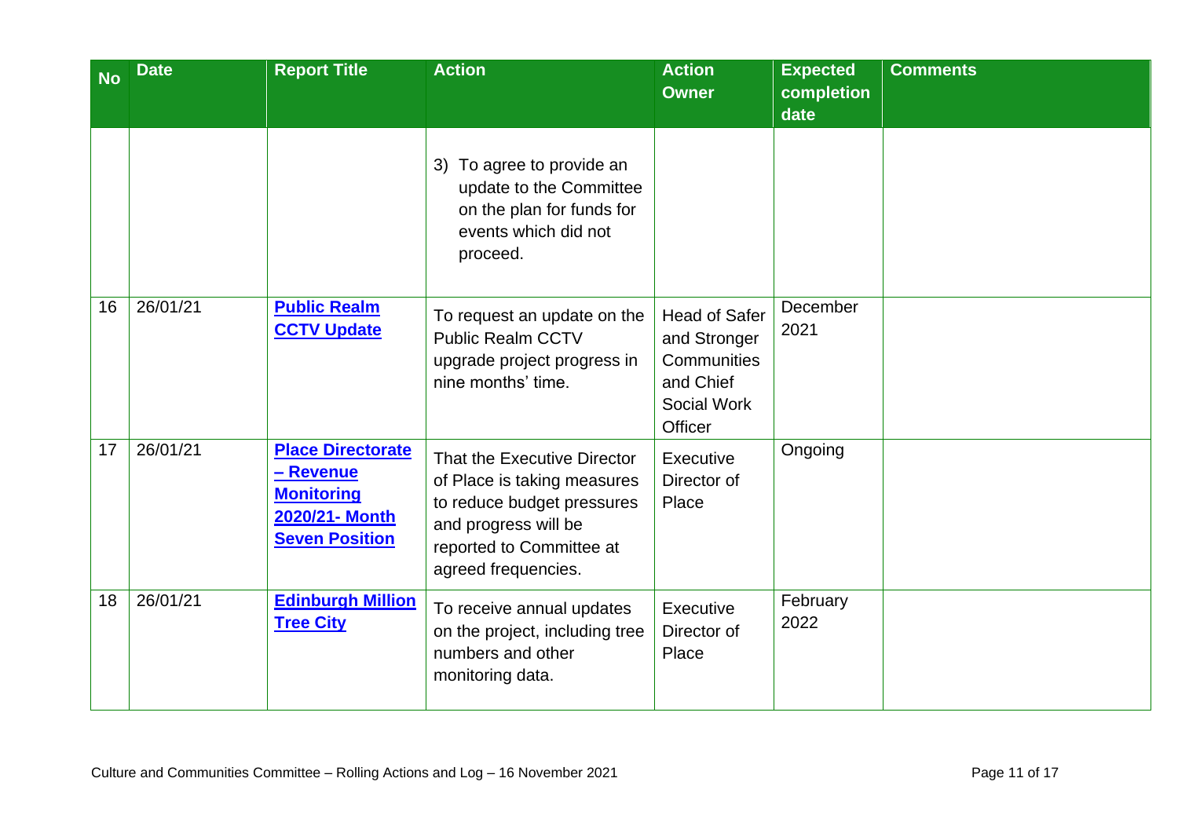| No | Date | Report Title | Action | Action Owner | Expected completion date | Comments |
|---|---|---|---|---|---|---|
| | | | 3) To agree to provide an update to the Committee on the plan for funds for events which did not proceed. | | | |
| 16 | 26/01/21 | **Public Realm CCTV Update** | To request an update on the Public Realm CCTV upgrade project progress in nine months' time. | Head of Safer and Stronger Communities and Chief Social Work Officer | December 2021 | |
| 17 | 26/01/21 | **Place Directorate – Revenue Monitoring 2020/21- Month Seven Position** | That the Executive Director of Place is taking measures to reduce budget pressures and progress will be reported to Committee at agreed frequencies. | Executive Director of Place | Ongoing | |
| 18 | 26/01/21 | **Edinburgh Million Tree City** | To receive annual updates on the project, including tree numbers and other monitoring data. | Executive Director of Place | February 2022 | |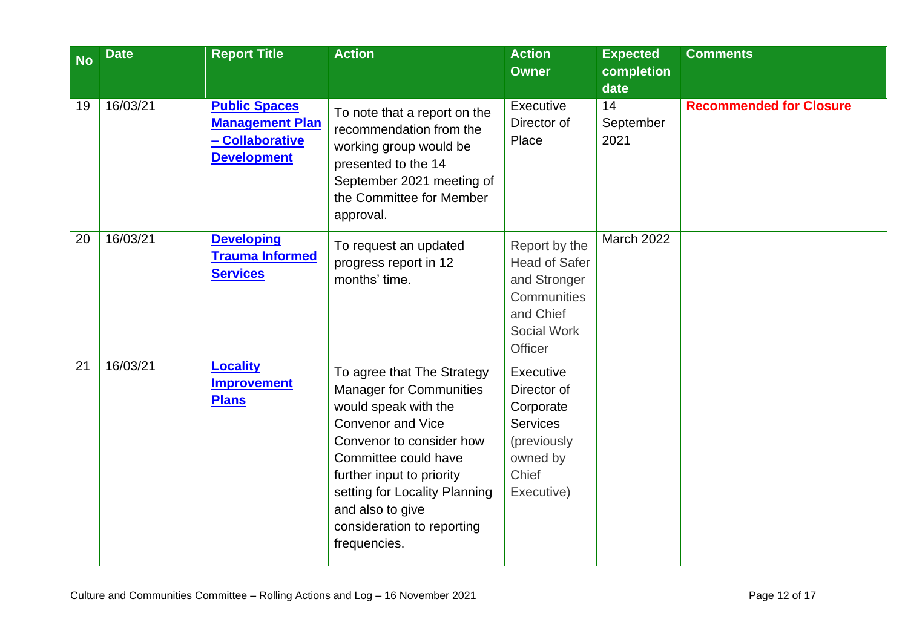| No | Date | Report Title | Action | Action Owner | Expected completion date | Comments |
|---|---|---|---|---|---|---|
| 19 | 16/03/21 | **Public Spaces Management Plan – Collaborative Development** | To note that a report on the recommendation from the working group would be presented to the 14 September 2021 meeting of the Committee for Member approval. | Executive Director of Place | 14 September 2021 | **Recommended for Closure** |
| 20 | 16/03/21 | **Developing Trauma Informed Services** | To request an updated progress report in 12 months' time. | Report by the Head of Safer and Stronger Communities and Chief Social Work Officer | March 2022 | |
| 21 | 16/03/21 | **Locality Improvement Plans** | To agree that The Strategy Manager for Communities would speak with the Convenor and Vice Convenor to consider how Committee could have further input to priority setting for Locality Planning and also to give consideration to reporting frequencies. | Executive Director of Corporate Services (previously owned by Chief Executive) | | |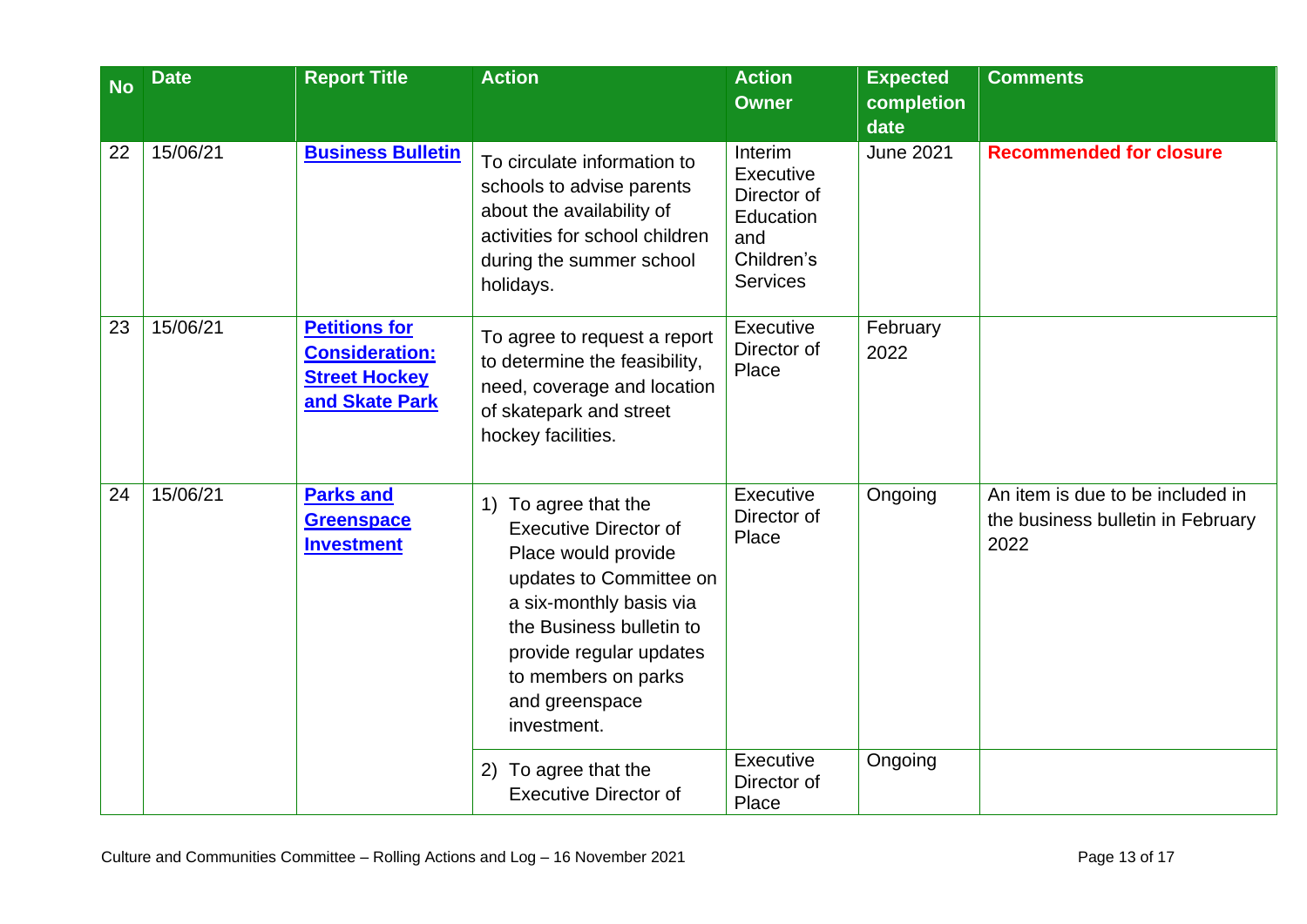| No | Date | Report Title | Action | Action Owner | Expected completion date | Comments |
|---|---|---|---|---|---|---|
| 22 | 15/06/21 | **Business Bulletin** | To circulate information to schools to advise parents about the availability of activities for school children during the summer school holidays. | Interim Executive Director of Education and Children's Services | June 2021 | **Recommended for closure** |
| 23 | 15/06/21 | **Petitions for Consideration: Street Hockey and Skate Park** | To agree to request a report to determine the feasibility, need, coverage and location of skatepark and street hockey facilities. | Executive Director of Place | February 2022 | |
| 24 | 15/06/21 | **Parks and Greenspace Investment** | 1) To agree that the Executive Director of Place would provide updates to Committee on a six-monthly basis via the Business bulletin to provide regular updates to members on parks and greenspace investment. | Executive Director of Place | Ongoing | An item is due to be included in the business bulletin in February 2022 |
| | | | 2) To agree that the Executive Director of | Executive Director of Place | Ongoing | |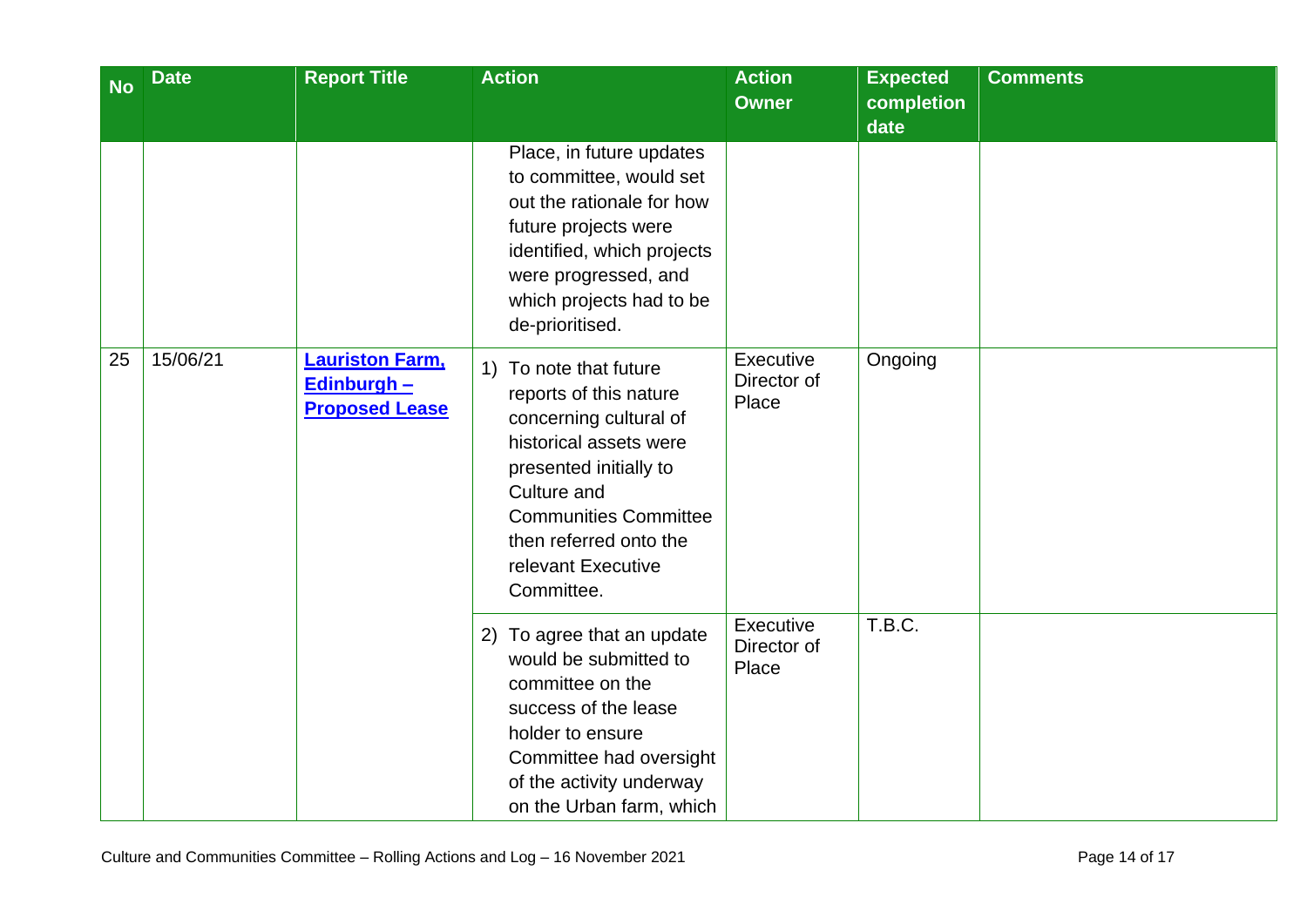| No | Date | Report Title | Action | Action Owner | Expected completion date | Comments |
|---|---|---|---|---|---|---|
| | | | Place, in future updates to committee, would set out the rationale for how future projects were identified, which projects were progressed, and which projects had to be de-prioritised. | | | |
| 25 | 15/06/21 | **Lauriston Farm, Edinburgh – Proposed Lease** | 1) To note that future reports of this nature concerning cultural of historical assets were presented initially to Culture and Communities Committee then referred onto the relevant Executive Committee. | Executive Director of Place | Ongoing | |
| | | | 2) To agree that an update would be submitted to committee on the success of the lease holder to ensure Committee had oversight of the activity underway on the Urban farm, which | Executive Director of Place | T.B.C. | |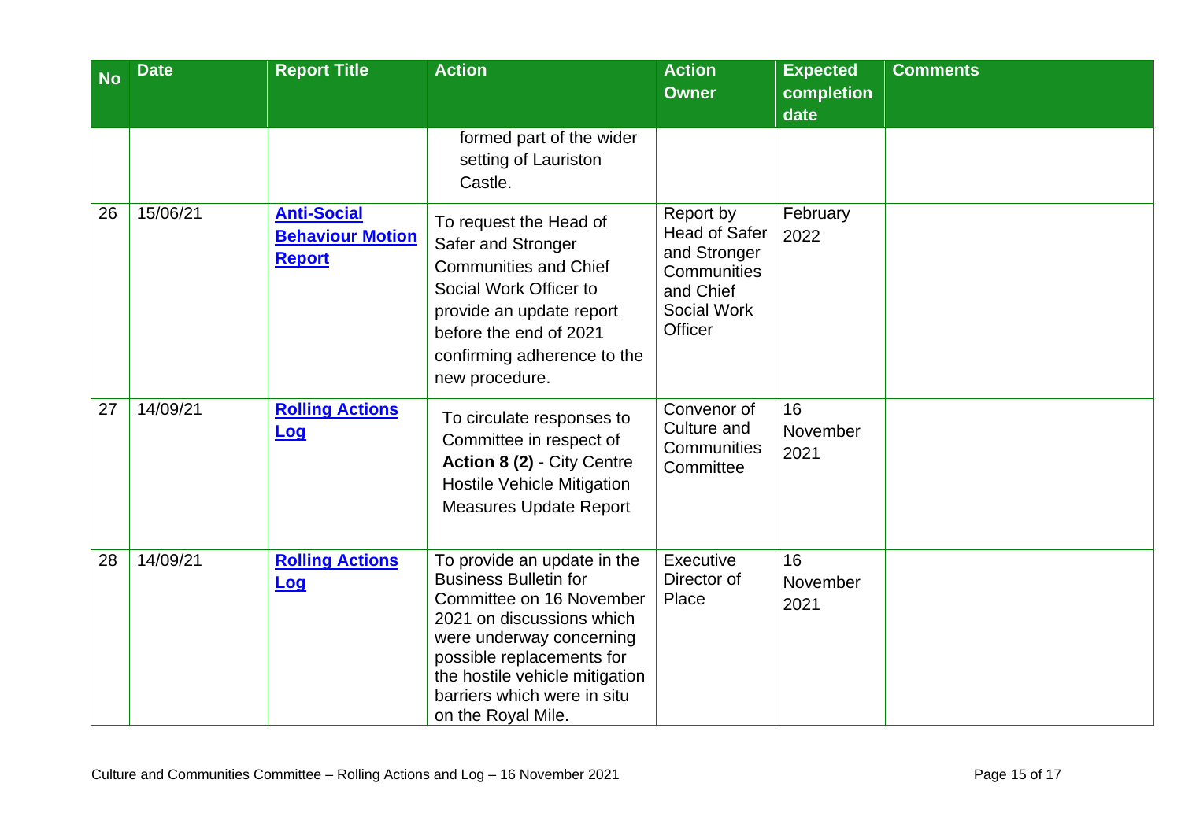| No | Date | Report Title | Action | Action Owner | Expected completion date | Comments |
|---|---|---|---|---|---|---|
| | | | formed part of the wider setting of Lauriston Castle. | | | |
| 26 | 15/06/21 | **Anti-Social Behaviour Motion Report** | To request the Head of Safer and Stronger Communities and Chief Social Work Officer to provide an update report before the end of 2021 confirming adherence to the new procedure. | Report by Head of Safer and Stronger Communities and Chief Social Work Officer | February 2022 | |
| 27 | 14/09/21 | **Rolling Actions Log** | To circulate responses to Committee in respect of **Action 8 (2)** - City Centre Hostile Vehicle Mitigation Measures Update Report | Convenor of Culture and Communities Committee | 16 November 2021 | |
| 28 | 14/09/21 | **Rolling Actions Log** | To provide an update in the Business Bulletin for Committee on 16 November 2021 on discussions which were underway concerning possible replacements for the hostile vehicle mitigation barriers which were in situ on the Royal Mile. | Executive Director of Place | 16 November 2021 | |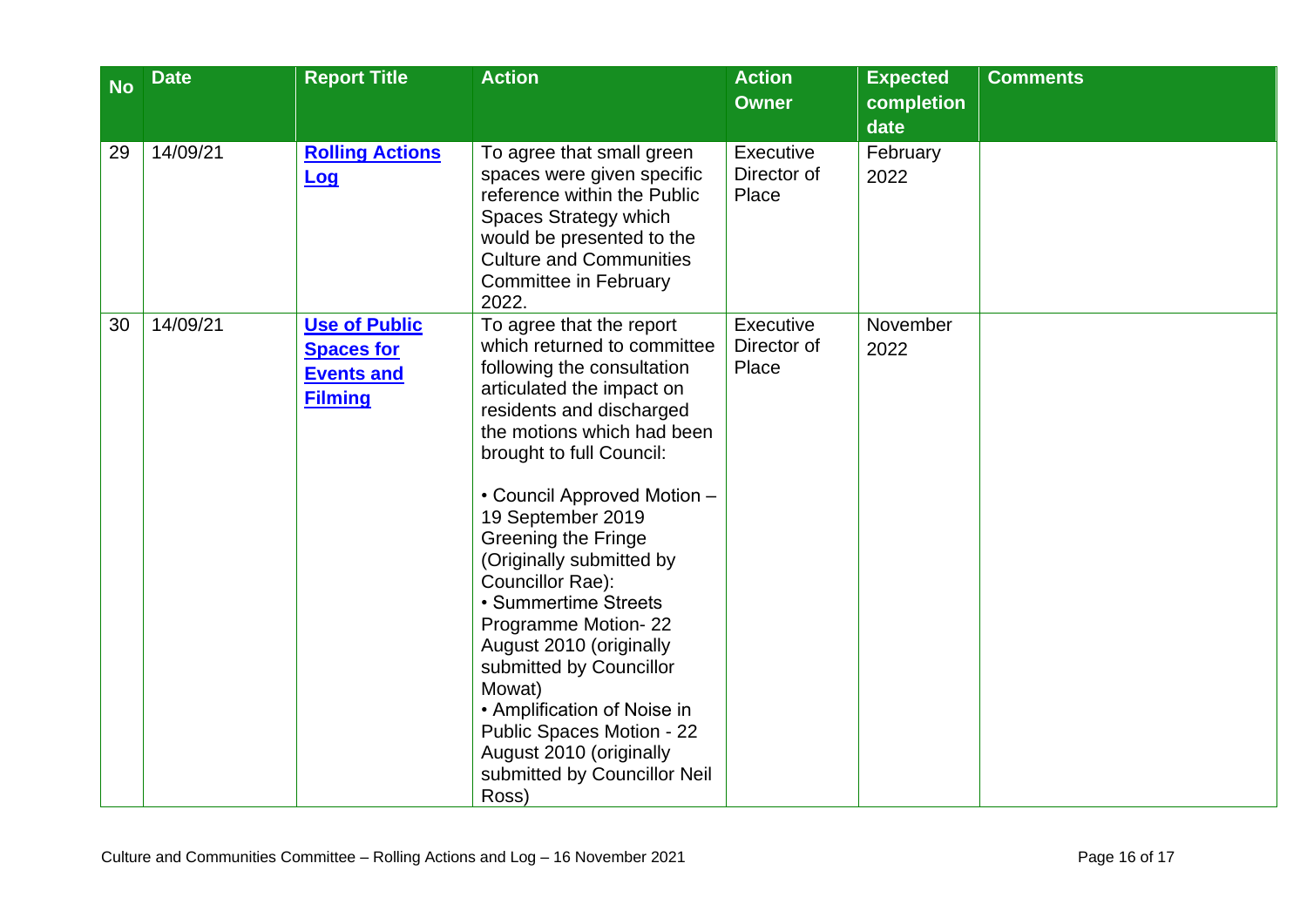| No | Date | Report Title | Action | Action Owner | Expected completion date | Comments |
|---|---|---|---|---|---|---|
| 29 | 14/09/21 | **Rolling Actions Log** | To agree that small green spaces were given specific reference within the Public Spaces Strategy which would be presented to the Culture and Communities Committee in February 2022. | Executive Director of Place | February 2022 | |
| 30 | 14/09/21 | **Use of Public Spaces for Events and Filming** | To agree that the report which returned to committee following the consultation articulated the impact on residents and discharged the motions which had been brought to full Council:<br><br>• Council Approved Motion – 19 September 2019 Greening the Fringe (Originally submitted by Councillor Rae):<br>• Summertime Streets Programme Motion- 22 August 2010 (originally submitted by Councillor Mowat)<br>• Amplification of Noise in Public Spaces Motion - 22 August 2010 (originally submitted by Councillor Neil Ross) | Executive Director of Place | November 2022 | |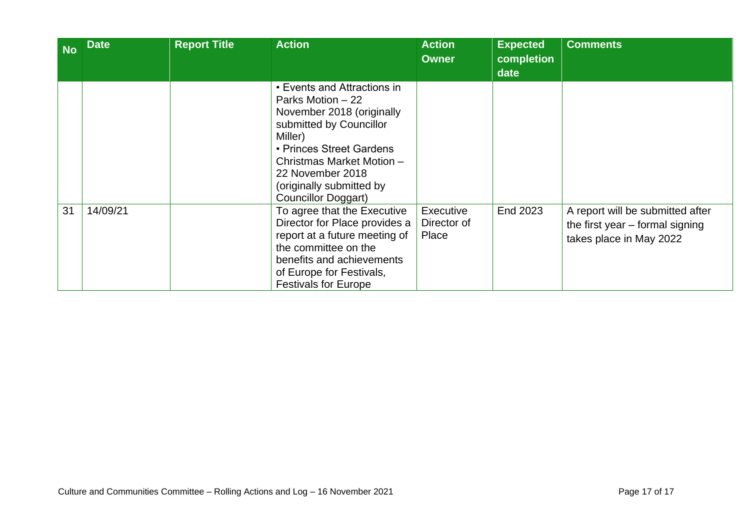| No | Date | Report Title | Action | Action Owner | Expected completion date | Comments |
|---|---|---|---|---|---|---|
| | | | • Events and Attractions in Parks Motion – 22 November 2018 (originally submitted by Councillor Miller)<br>• Princes Street Gardens Christmas Market Motion – 22 November 2018 (originally submitted by Councillor Doggart) | | | |
| 31 | 14/09/21 | | To agree that the Executive Director for Place provides a report at a future meeting of the committee on the benefits and achievements of Europe for Festivals, Festivals for Europe | Executive Director of Place | End 2023 | A report will be submitted after the first year – formal signing takes place in May 2022 |